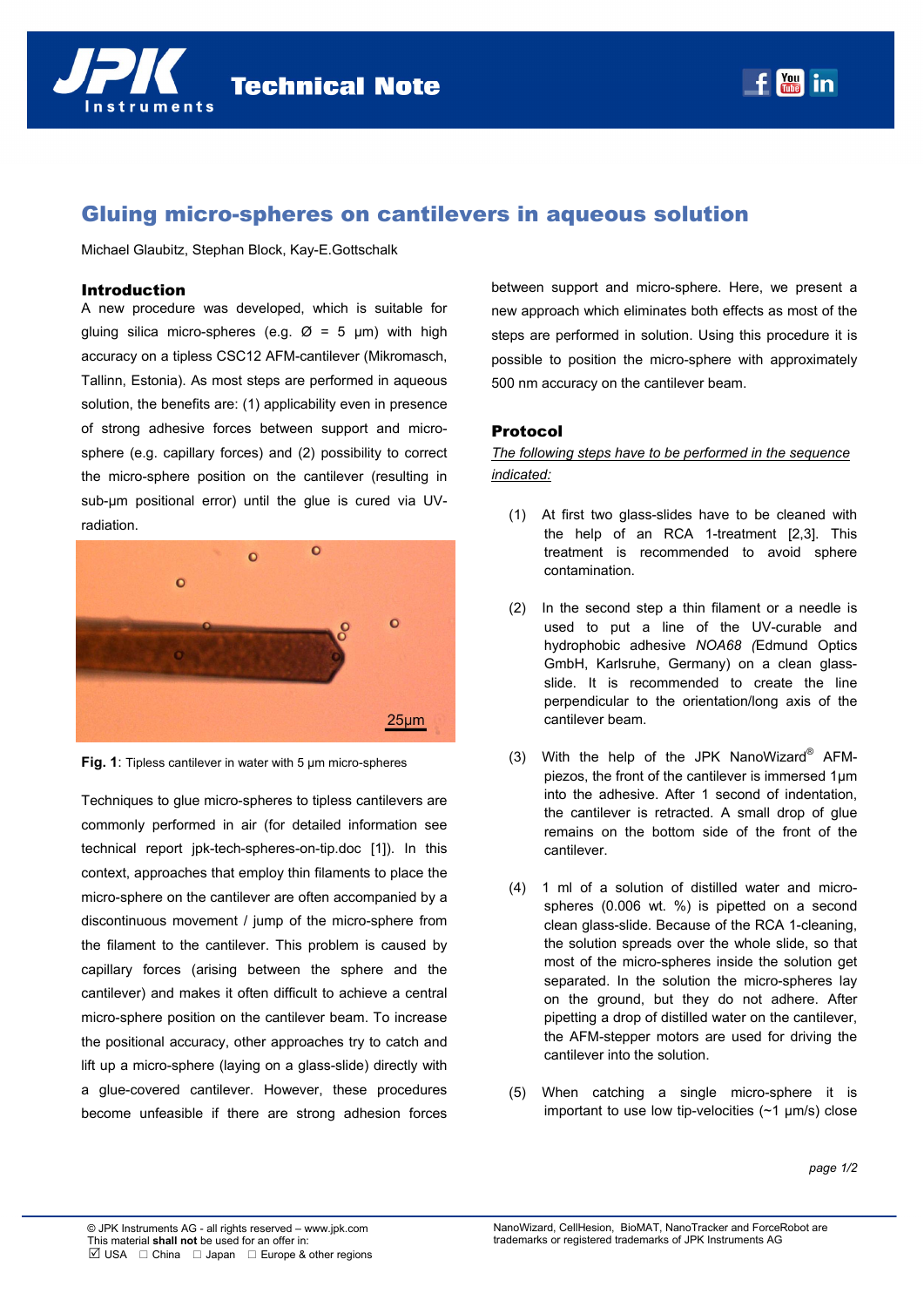# Gluing micro-spheres on cantilevers in aqueous solution

Michael Glaubitz, Stephan Block, Kay-E.Gottschalk

## Introduction

A new procedure was developed, which is suitable for gluing silica micro-spheres (e.g. Ø = 5 µm) with high accuracy on a tipless CSC12 AFM-cantilever (Mikromasch, Tallinn, Estonia). As most steps are performed in aqueous solution, the benefits are: (1) applicability even in presence of strong adhesive forces between support and micro-sphere (e.g. capillary forces) and (2) possibility to correct the micro-sphere position on the cantilever (resulting in sub-µm positional error) until the glue is cured via UV-radiation.

**Fig. 1**: Tipless cantilever in water with 5 µm micro-spheres

Techniques to glue micro-spheres to tipless cantilevers are commonly performed in air (for detailed information see technical report jpk-tech-spheres-on-tip.doc [1]). In this context, approaches that employ thin filaments to place the micro-sphere on the cantilever are often accompanied by a discontinuous movement / jump of the micro-sphere from the filament to the cantilever. This problem is caused by capillary forces (arising between the sphere and the cantilever) and makes it often difficult to achieve a central micro-sphere position on the cantilever beam. To increase the positional accuracy, other approaches try to catch and lift up a micro-sphere (laying on a glass-slide) directly with a glue-covered cantilever. However, these procedures become unfeasible if there are strong adhesion forces between support and micro-sphere. Here, we present a new approach which eliminates both effects as most of the steps are performed in solution. Using this procedure it is possible to position the micro-sphere with approximately 500 nm accuracy on the cantilever beam.

## Protocol

*The following steps have to be performed in the sequence indicated:*

(1) At first two glass-slides have to be cleaned with the help of an RCA 1-treatment [2,3]. This treatment is recommended to avoid sphere contamination.

(2) In the second step a thin filament or a needle is used to put a line of the UV-curable and hydrophobic adhesive *NOA68 (*Edmund Optics GmbH, Karlsruhe, Germany) on a clean glass-slide. It is recommended to create the line perpendicular to the orientation/long axis of the cantilever beam.

(3) With the help of the JPK NanoWizard® AFM-piezos, the front of the cantilever is immersed 1µm into the adhesive. After 1 second of indentation, the cantilever is retracted. A small drop of glue remains on the bottom side of the front of the cantilever.

(4) 1 ml of a solution of distilled water and micro-spheres (0.006 wt. %) is pipetted on a second clean glass-slide. Because of the RCA 1-cleaning, the solution spreads over the whole slide, so that most of the micro-spheres inside the solution get separated. In the solution the micro-spheres lay on the ground, but they do not adhere. After pipetting a drop of distilled water on the cantilever, the AFM-stepper motors are used for driving the cantilever into the solution.

(5) When catching a single micro-sphere it is important to use low tip-velocities (~1 µm/s) close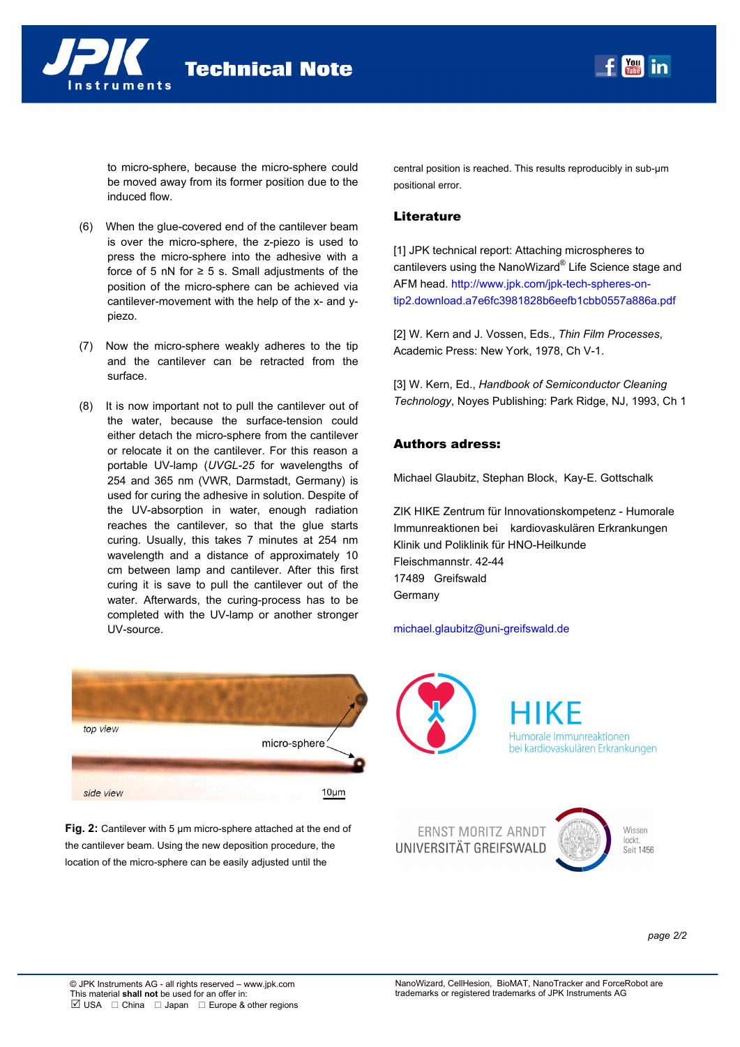to micro-sphere, because the micro-sphere could be moved away from its former position due to the induced flow.

(6) When the glue-covered end of the cantilever beam is over the micro-sphere, the z-piezo is used to press the micro-sphere into the adhesive with a force of 5 nN for ≥ 5 s. Small adjustments of the position of the micro-sphere can be achieved via cantilever-movement with the help of the x- and y-piezo.

(7) Now the micro-sphere weakly adheres to the tip and the cantilever can be retracted from the surface.

(8) It is now important not to pull the cantilever out of the water, because the surface-tension could either detach the micro-sphere from the cantilever or relocate it on the cantilever. For this reason a portable UV-lamp (*UVGL-25* for wavelengths of 254 and 365 nm (VWR, Darmstadt, Germany) is used for curing the adhesive in solution. Despite of the UV-absorption in water, enough radiation reaches the cantilever, so that the glue starts curing. Usually, this takes 7 minutes at 254 nm wavelength and a distance of approximately 10 cm between lamp and cantilever. After this first curing it is save to pull the cantilever out of the water. Afterwards, the curing-process has to be completed with the UV-lamp or another stronger UV-source.

top view

micro-sphere

side view

10µm

**Fig. 2:** Cantilever with 5 µm micro-sphere attached at the end of the cantilever beam. Using the new deposition procedure, the location of the micro-sphere can be easily adjusted until the central position is reached. This results reproducibly in sub-µm positional error.

## Literature

[1] JPK technical report: Attaching microspheres to cantilevers using the NanoWizard® Life Science stage and AFM head. http://www.jpk.com/jpk-tech-spheres-on-tip2.download.a7e6fc3981828b6eefb1cbb0557a886a.pdf

[2] W. Kern and J. Vossen, Eds., *Thin Film Processes*, Academic Press: New York, 1978, Ch V-1.

[3] W. Kern, Ed., *Handbook of Semiconductor Cleaning Technology*, Noyes Publishing: Park Ridge, NJ, 1993, Ch 1

## Authors adress:

Michael Glaubitz, Stephan Block, Kay-E. Gottschalk

ZIK HIKE Zentrum für Innovationskompetenz - Humorale Immunreaktionen bei kardiovaskulären Erkrankungen
Klinik und Poliklinik für HNO-Heilkunde
Fleischmannstr. 42-44
17489 Greifswald
Germany

michael.glaubitz@uni-greifswald.de

HIKE
Humorale Immunreaktionen bei kardiovaskulären Erkrankungen

ERNST MORITZ ARNDT UNIVERSITÄT GREIFSWALD
Wissen lockt. Seit 1456

© JPK Instruments AG - all rights reserved – www.jpk.com
This material **shall not** be used for an offer in:
☑ USA ☐ China ☐ Japan ☐ Europe & other regions

NanoWizard, CellHesion, BioMAT, NanoTracker and ForceRobot are trademarks or registered trademarks of JPK Instruments AG